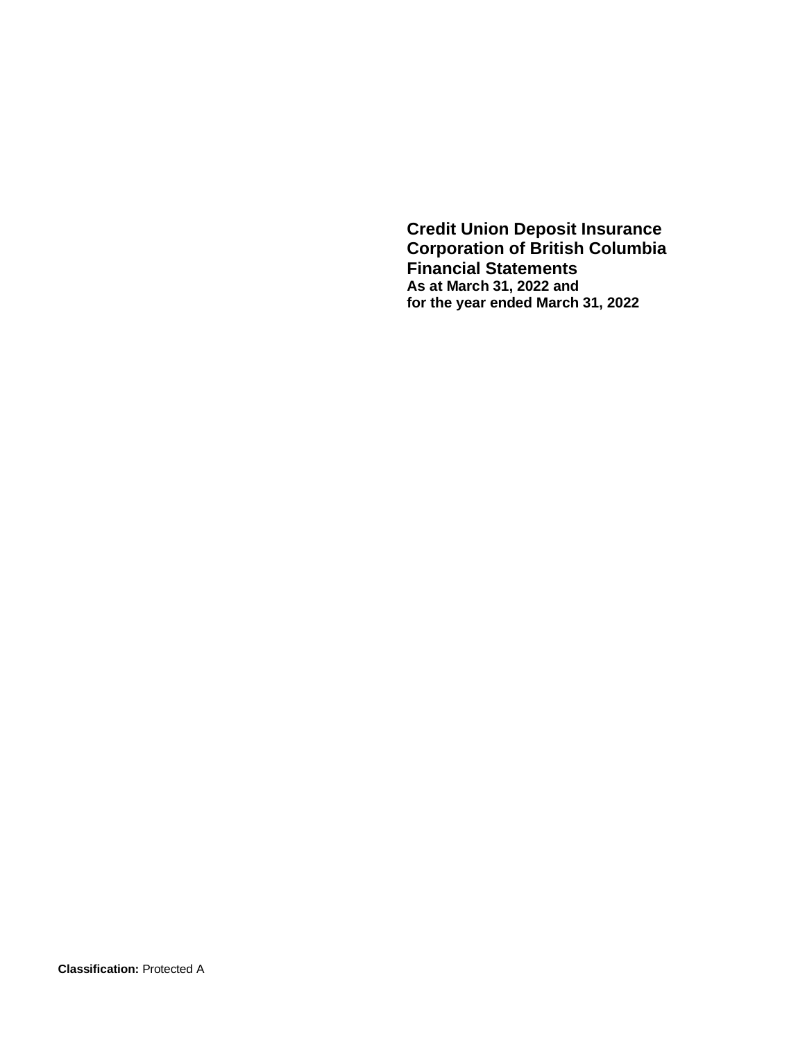# Credit Union Deposit Insurance Corporation of British Columbia Financial Statements

**As at March 31, 2022 and for the year ended March 31, 2022**

**Classification:** Protected A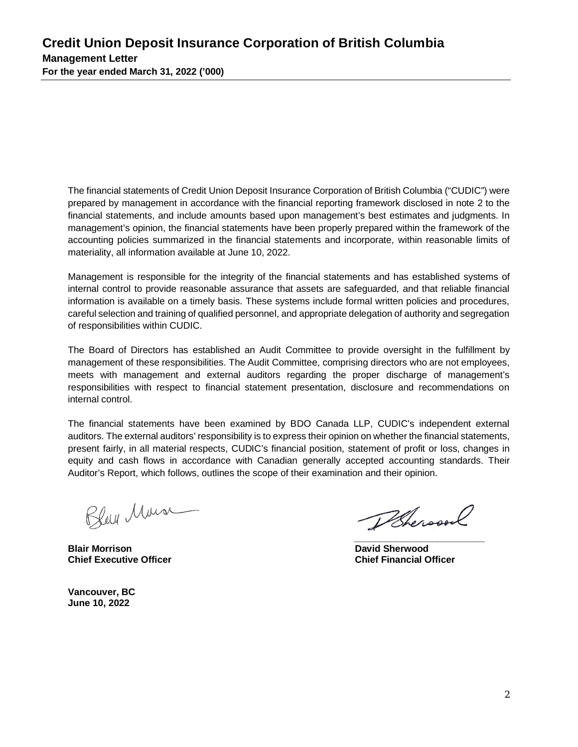# Credit Union Deposit Insurance Corporation of British Columbia

**Management Letter**

**For the year ended March 31, 2022 ('000)**

The financial statements of Credit Union Deposit Insurance Corporation of British Columbia ("CUDIC") were prepared by management in accordance with the financial reporting framework disclosed in note 2 to the financial statements, and include amounts based upon management's best estimates and judgments. In management's opinion, the financial statements have been properly prepared within the framework of the accounting policies summarized in the financial statements and incorporate, within reasonable limits of materiality, all information available at June 10, 2022.

Management is responsible for the integrity of the financial statements and has established systems of internal control to provide reasonable assurance that assets are safeguarded, and that reliable financial information is available on a timely basis. These systems include formal written policies and procedures, careful selection and training of qualified personnel, and appropriate delegation of authority and segregation of responsibilities within CUDIC.

The Board of Directors has established an Audit Committee to provide oversight in the fulfillment by management of these responsibilities. The Audit Committee, comprising directors who are not employees, meets with management and external auditors regarding the proper discharge of management's responsibilities with respect to financial statement presentation, disclosure and recommendations on internal control.

The financial statements have been examined by BDO Canada LLP, CUDIC's independent external auditors. The external auditors' responsibility is to express their opinion on whether the financial statements, present fairly, in all material respects, CUDIC's financial position, statement of profit or loss, changes in equity and cash flows in accordance with Canadian generally accepted accounting standards. Their Auditor's Report, which follows, outlines the scope of their examination and their opinion.

**Blair Morrison**
**Chief Executive Officer**

**David Sherwood**
**Chief Financial Officer**

**Vancouver, BC**
**June 10, 2022**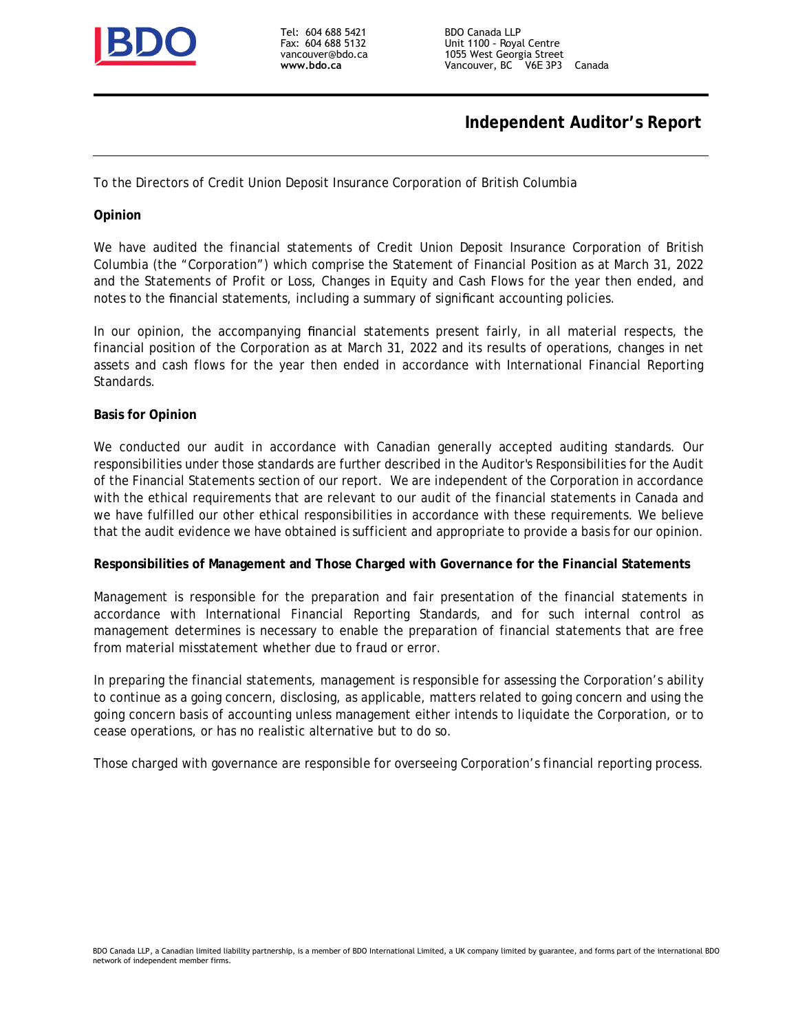Tel: 604 688 5421
Fax: 604 688 5132
vancouver@bdo.ca
**www.bdo.ca**

BDO Canada LLP
Unit 1100 - Royal Centre
1055 West Georgia Street
Vancouver, BC V6E 3P3 Canada

# Independent Auditor's Report

To the Directors of Credit Union Deposit Insurance Corporation of British Columbia

**Opinion**

We have audited the financial statements of Credit Union Deposit Insurance Corporation of British Columbia (the "Corporation") which comprise the Statement of Financial Position as at March 31, 2022 and the Statements of Profit or Loss, Changes in Equity and Cash Flows for the year then ended, and notes to the financial statements, including a summary of significant accounting policies.

In our opinion, the accompanying financial statements present fairly, in all material respects, the financial position of the Corporation as at March 31, 2022 and its results of operations, changes in net assets and cash flows for the year then ended in accordance with International Financial Reporting Standards.

**Basis for Opinion**

We conducted our audit in accordance with Canadian generally accepted auditing standards. Our responsibilities under those standards are further described in the Auditor's Responsibilities for the Audit of the Financial Statements section of our report. We are independent of the Corporation in accordance with the ethical requirements that are relevant to our audit of the financial statements in Canada and we have fulfilled our other ethical responsibilities in accordance with these requirements. We believe that the audit evidence we have obtained is sufficient and appropriate to provide a basis for our opinion.

**Responsibilities of Management and Those Charged with Governance for the Financial Statements**

Management is responsible for the preparation and fair presentation of the financial statements in accordance with International Financial Reporting Standards, and for such internal control as management determines is necessary to enable the preparation of financial statements that are free from material misstatement whether due to fraud or error.

In preparing the financial statements, management is responsible for assessing the Corporation's ability to continue as a going concern, disclosing, as applicable, matters related to going concern and using the going concern basis of accounting unless management either intends to liquidate the Corporation, or to cease operations, or has no realistic alternative but to do so.

Those charged with governance are responsible for overseeing Corporation's financial reporting process.

BDO Canada LLP, a Canadian limited liability partnership, is a member of BDO International Limited, a UK company limited by guarantee, and forms part of the international BDO network of independent member firms.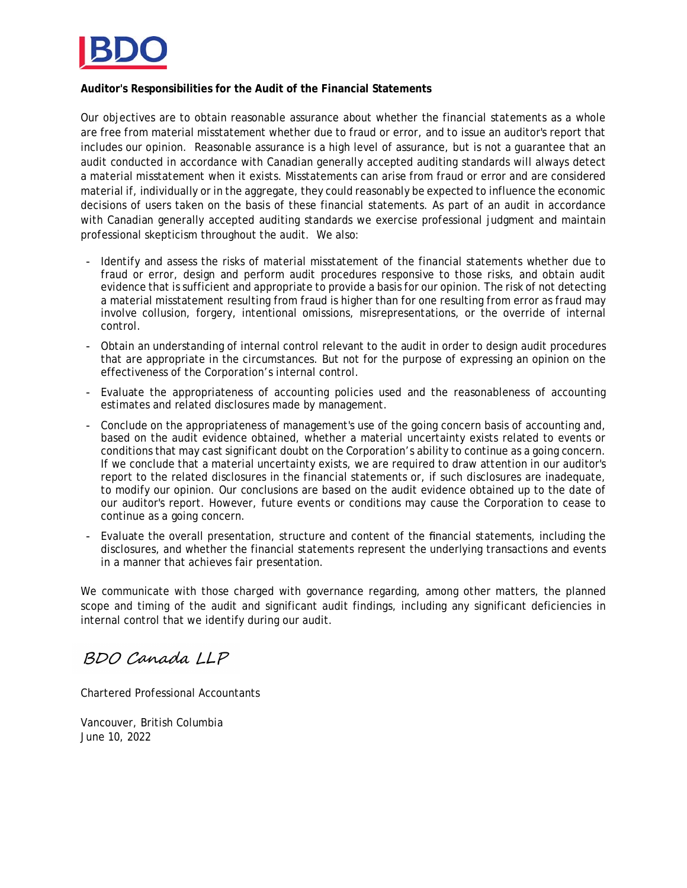**Auditor's Responsibilities for the Audit of the Financial Statements**

Our objectives are to obtain reasonable assurance about whether the financial statements as a whole are free from material misstatement whether due to fraud or error, and to issue an auditor's report that includes our opinion. Reasonable assurance is a high level of assurance, but is not a guarantee that an audit conducted in accordance with Canadian generally accepted auditing standards will always detect a material misstatement when it exists. Misstatements can arise from fraud or error and are considered material if, individually or in the aggregate, they could reasonably be expected to influence the economic decisions of users taken on the basis of these financial statements. As part of an audit in accordance with Canadian generally accepted auditing standards we exercise professional judgment and maintain professional skepticism throughout the audit. We also:

- Identify and assess the risks of material misstatement of the financial statements whether due to fraud or error, design and perform audit procedures responsive to those risks, and obtain audit evidence that is sufficient and appropriate to provide a basis for our opinion. The risk of not detecting a material misstatement resulting from fraud is higher than for one resulting from error as fraud may involve collusion, forgery, intentional omissions, misrepresentations, or the override of internal control.
- Obtain an understanding of internal control relevant to the audit in order to design audit procedures that are appropriate in the circumstances. But not for the purpose of expressing an opinion on the effectiveness of the Corporation's internal control.
- Evaluate the appropriateness of accounting policies used and the reasonableness of accounting estimates and related disclosures made by management.
- Conclude on the appropriateness of management's use of the going concern basis of accounting and, based on the audit evidence obtained, whether a material uncertainty exists related to events or conditions that may cast significant doubt on the Corporation's ability to continue as a going concern. If we conclude that a material uncertainty exists, we are required to draw attention in our auditor's report to the related disclosures in the financial statements or, if such disclosures are inadequate, to modify our opinion. Our conclusions are based on the audit evidence obtained up to the date of our auditor's report. However, future events or conditions may cause the Corporation to cease to continue as a going concern.
- Evaluate the overall presentation, structure and content of the financial statements, including the disclosures, and whether the financial statements represent the underlying transactions and events in a manner that achieves fair presentation.

We communicate with those charged with governance regarding, among other matters, the planned scope and timing of the audit and significant audit findings, including any significant deficiencies in internal control that we identify during our audit.

*BDO Canada LLP*

Chartered Professional Accountants

Vancouver, British Columbia
June 10, 2022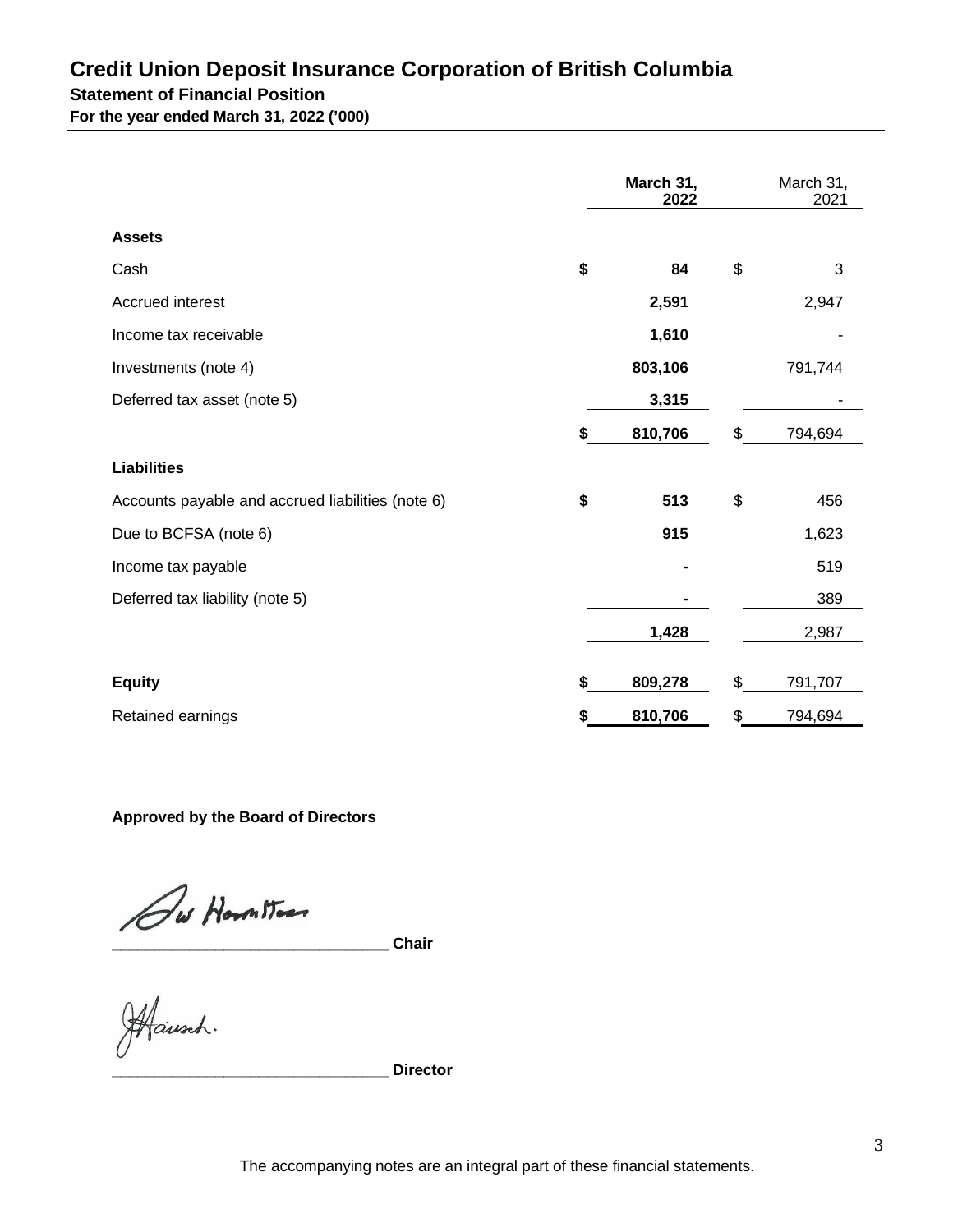# Credit Union Deposit Insurance Corporation of British Columbia

## Statement of Financial Position

**For the year ended March 31, 2022 ('000)**

| | **March 31, 2022** | March 31, 2021 |
|---|---|---|
| **Assets** | | |
| Cash | **$ 84** | $ 3 |
| Accrued interest | **2,591** | 2,947 |
| Income tax receivable | **1,610** | - |
| Investments (note 4) | **803,106** | 791,744 |
| Deferred tax asset (note 5) | **3,315** | - |
| | **$ 810,706** | $ 794,694 |
| **Liabilities** | | |
| Accounts payable and accrued liabilities (note 6) | **$ 513** | $ 456 |
| Due to BCFSA (note 6) | **915** | 1,623 |
| Income tax payable | **-** | 519 |
| Deferred tax liability (note 5) | **-** | 389 |
| | **1,428** | 2,987 |
| **Equity** | **$ 809,278** | $ 791,707 |
| Retained earnings | **$ 810,706** | $ 794,694 |

**Approved by the Board of Directors**

________________________________ **Chair**

________________________________ **Director**

The accompanying notes are an integral part of these financial statements.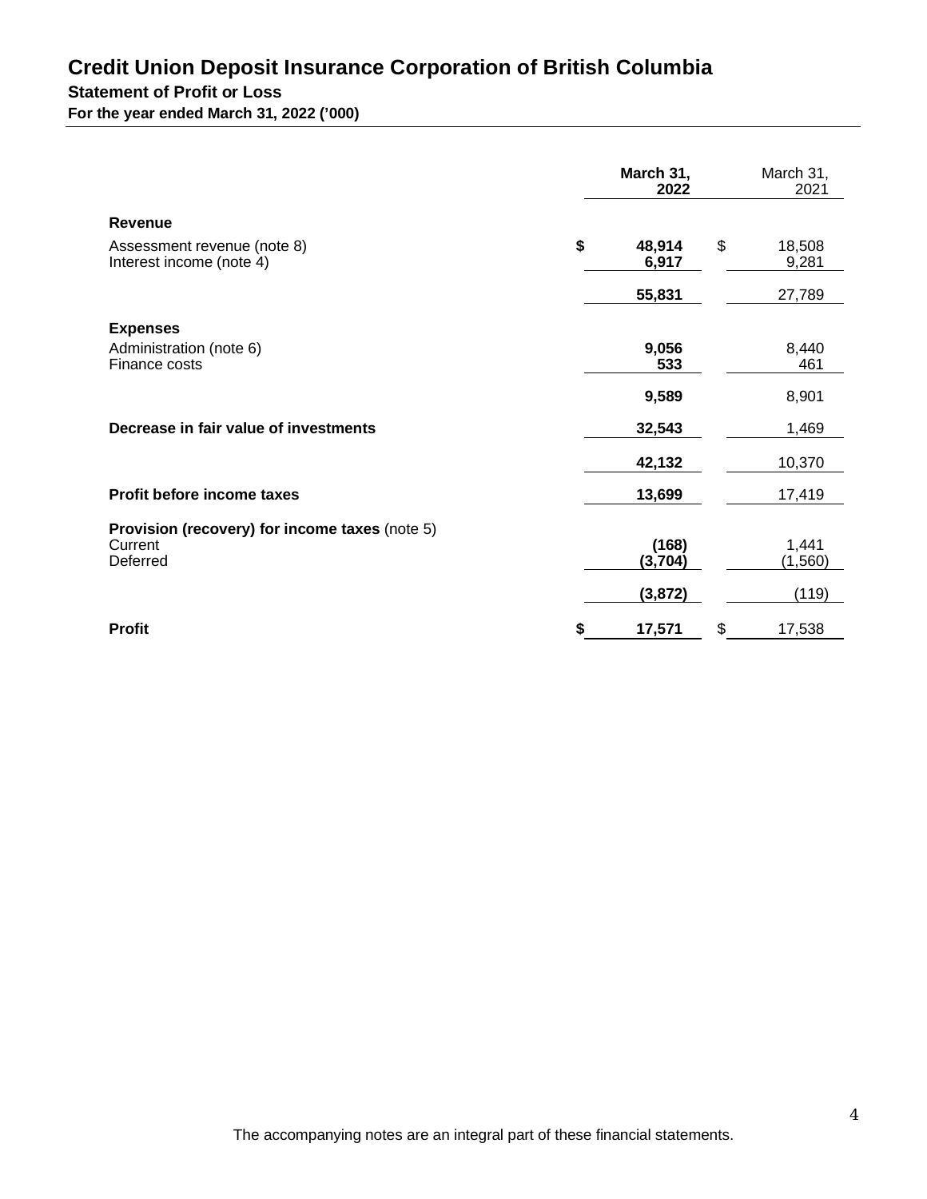# Credit Union Deposit Insurance Corporation of British Columbia

## Statement of Profit or Loss

**For the year ended March 31, 2022 ('000)**

| | **March 31, 2022** | March 31, 2021 |
|---|---|---|
| **Revenue** | | |
| Assessment revenue (note 8) | **$ 48,914** | $ 18,508 |
| Interest income (note 4) | **6,917** | 9,281 |
| | **55,831** | 27,789 |
| **Expenses** | | |
| Administration (note 6) | **9,056** | 8,440 |
| Finance costs | **533** | 461 |
| | **9,589** | 8,901 |
| **Decrease in fair value of investments** | **32,543** | 1,469 |
| | **42,132** | 10,370 |
| **Profit before income taxes** | **13,699** | 17,419 |
| **Provision (recovery) for income taxes** (note 5) | | |
| Current | **(168)** | 1,441 |
| Deferred | **(3,704)** | (1,560) |
| | **(3,872)** | (119) |
| **Profit** | **$ 17,571** | $ 17,538 |

The accompanying notes are an integral part of these financial statements.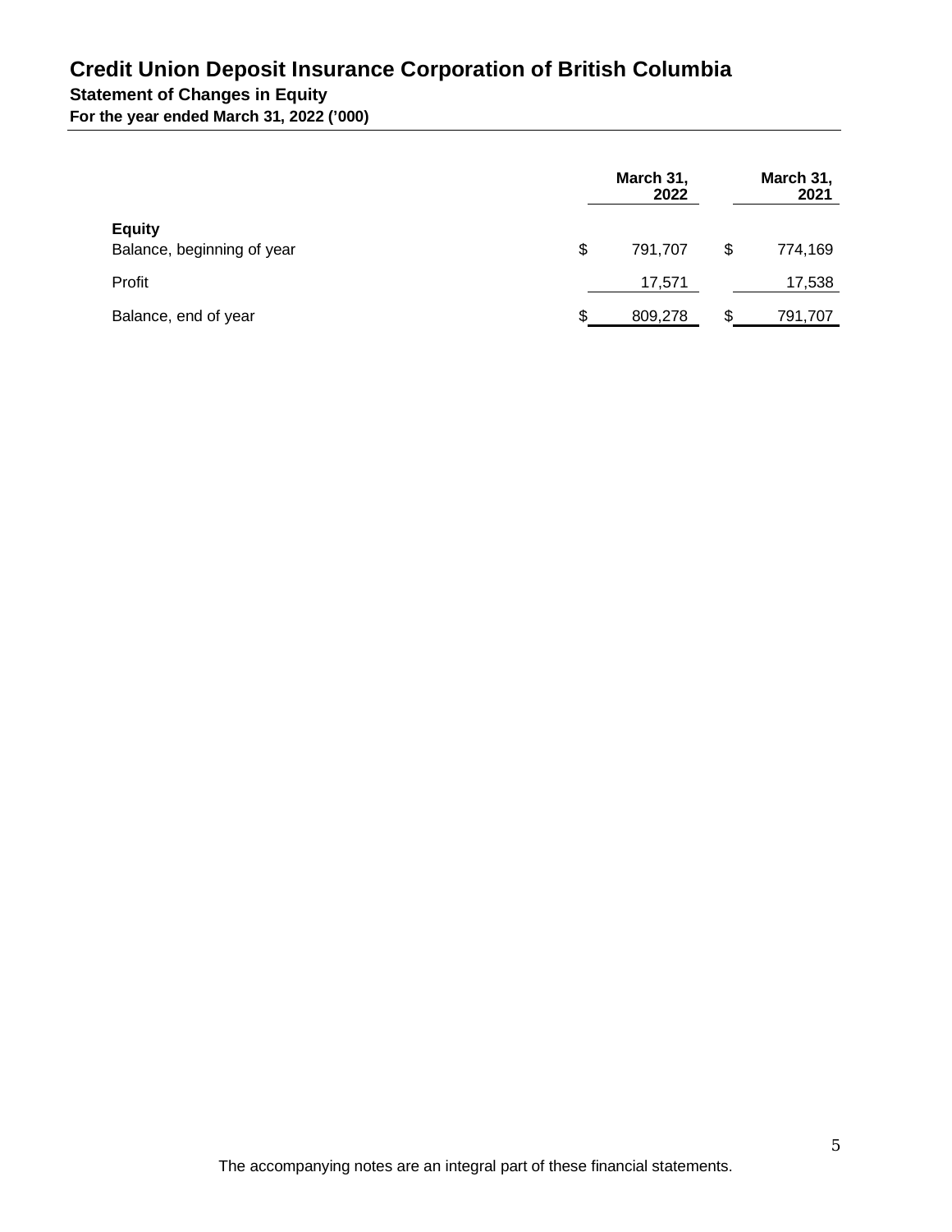# Credit Union Deposit Insurance Corporation of British Columbia

## Statement of Changes in Equity

**For the year ended March 31, 2022 ('000)**

| | March 31, 2022 | March 31, 2021 |
|---|---|---|
| **Equity** | | |
| Balance, beginning of year | $ 791,707 | $ 774,169 |
| Profit | 17,571 | 17,538 |
| Balance, end of year | $ 809,278 | $ 791,707 |

The accompanying notes are an integral part of these financial statements.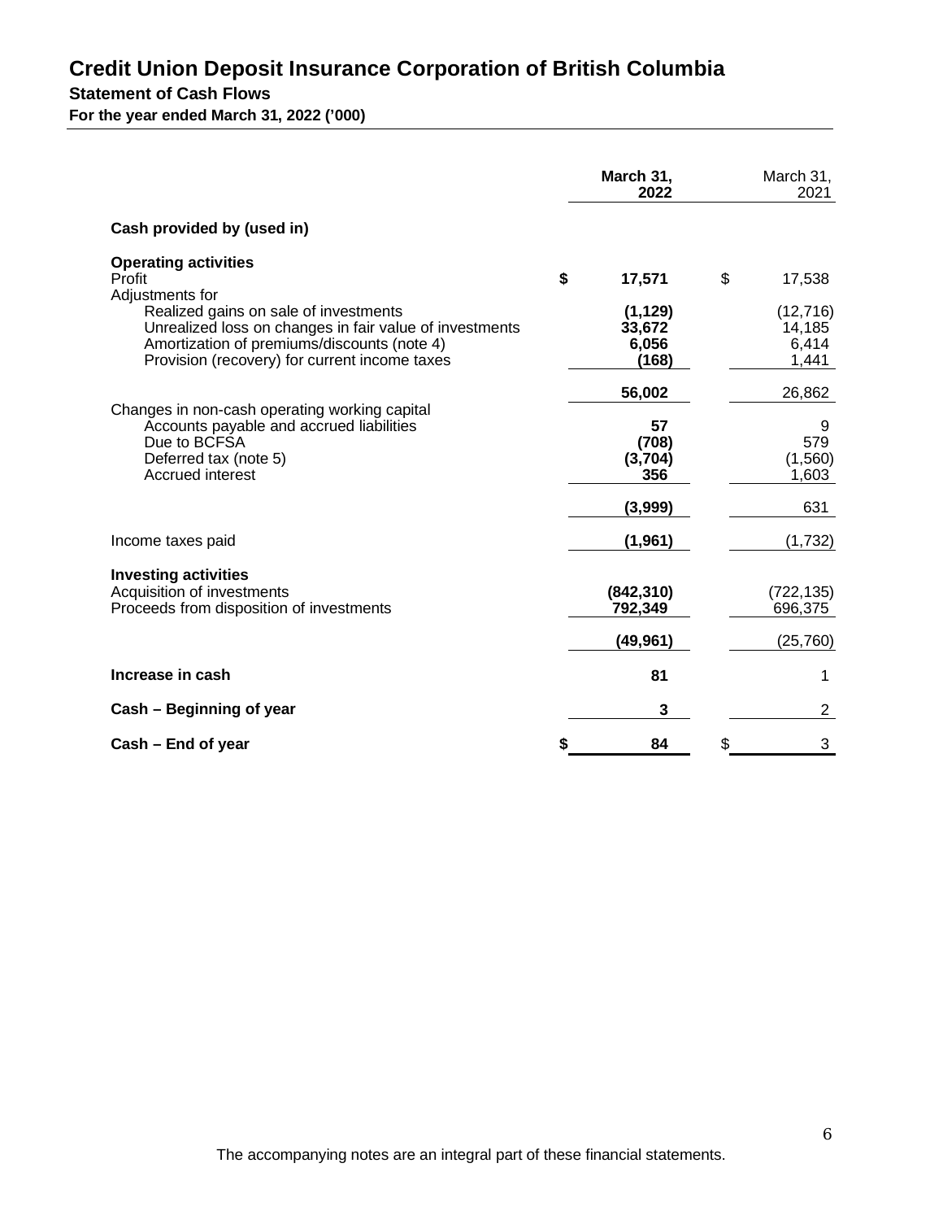# Credit Union Deposit Insurance Corporation of British Columbia

## Statement of Cash Flows

**For the year ended March 31, 2022 ('000)**

| | **March 31, 2022** | March 31, 2021 |
|---|---|---|
| **Cash provided by (used in)** | | |
| **Operating activities** | | |
| Profit | **$ 17,571** | $ 17,538 |
| Adjustments for | | |
| Realized gains on sale of investments | **(1,129)** | (12,716) |
| Unrealized loss on changes in fair value of investments | **33,672** | 14,185 |
| Amortization of premiums/discounts (note 4) | **6,056** | 6,414 |
| Provision (recovery) for current income taxes | **(168)** | 1,441 |
| | **56,002** | 26,862 |
| Changes in non-cash operating working capital | | |
| Accounts payable and accrued liabilities | **57** | 9 |
| Due to BCFSA | **(708)** | 579 |
| Deferred tax (note 5) | **(3,704)** | (1,560) |
| Accrued interest | **356** | 1,603 |
| | **(3,999)** | 631 |
| Income taxes paid | **(1,961)** | (1,732) |
| **Investing activities** | | |
| Acquisition of investments | **(842,310)** | (722,135) |
| Proceeds from disposition of investments | **792,349** | 696,375 |
| | **(49,961)** | (25,760) |
| **Increase in cash** | **81** | 1 |
| **Cash – Beginning of year** | **3** | 2 |
| **Cash – End of year** | **$ 84** | $ 3 |

The accompanying notes are an integral part of these financial statements.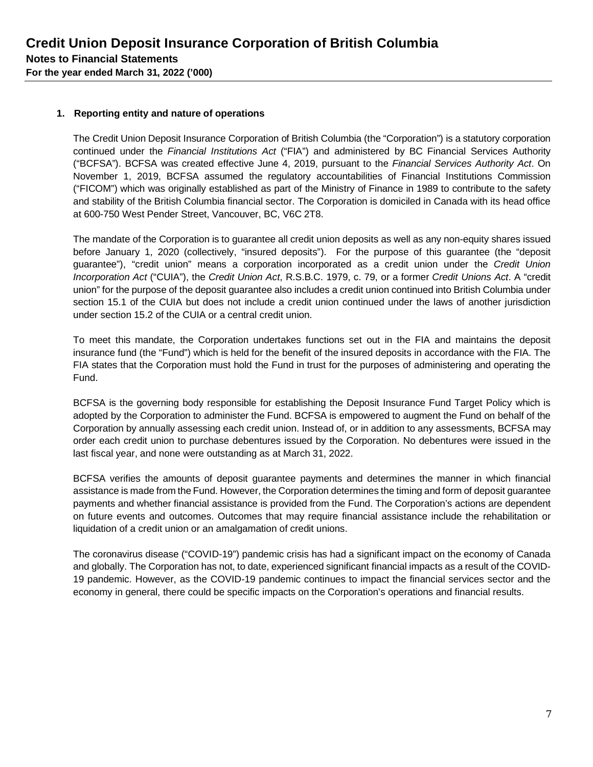## 1. Reporting entity and nature of operations

The Credit Union Deposit Insurance Corporation of British Columbia (the "Corporation") is a statutory corporation continued under the *Financial Institutions Act* ("FIA") and administered by BC Financial Services Authority ("BCFSA"). BCFSA was created effective June 4, 2019, pursuant to the *Financial Services Authority Act*. On November 1, 2019, BCFSA assumed the regulatory accountabilities of Financial Institutions Commission ("FICOM") which was originally established as part of the Ministry of Finance in 1989 to contribute to the safety and stability of the British Columbia financial sector. The Corporation is domiciled in Canada with its head office at 600-750 West Pender Street, Vancouver, BC, V6C 2T8.

The mandate of the Corporation is to guarantee all credit union deposits as well as any non-equity shares issued before January 1, 2020 (collectively, "insured deposits"). For the purpose of this guarantee (the "deposit guarantee"), "credit union" means a corporation incorporated as a credit union under the *Credit Union Incorporation Act* ("CUIA"), the *Credit Union Act*, R.S.B.C. 1979, c. 79, or a former *Credit Unions Act*. A "credit union" for the purpose of the deposit guarantee also includes a credit union continued into British Columbia under section 15.1 of the CUIA but does not include a credit union continued under the laws of another jurisdiction under section 15.2 of the CUIA or a central credit union.

To meet this mandate, the Corporation undertakes functions set out in the FIA and maintains the deposit insurance fund (the "Fund") which is held for the benefit of the insured deposits in accordance with the FIA. The FIA states that the Corporation must hold the Fund in trust for the purposes of administering and operating the Fund.

BCFSA is the governing body responsible for establishing the Deposit Insurance Fund Target Policy which is adopted by the Corporation to administer the Fund. BCFSA is empowered to augment the Fund on behalf of the Corporation by annually assessing each credit union. Instead of, or in addition to any assessments, BCFSA may order each credit union to purchase debentures issued by the Corporation. No debentures were issued in the last fiscal year, and none were outstanding as at March 31, 2022.

BCFSA verifies the amounts of deposit guarantee payments and determines the manner in which financial assistance is made from the Fund. However, the Corporation determines the timing and form of deposit guarantee payments and whether financial assistance is provided from the Fund. The Corporation's actions are dependent on future events and outcomes. Outcomes that may require financial assistance include the rehabilitation or liquidation of a credit union or an amalgamation of credit unions.

The coronavirus disease ("COVID-19") pandemic crisis has had a significant impact on the economy of Canada and globally. The Corporation has not, to date, experienced significant financial impacts as a result of the COVID-19 pandemic. However, as the COVID-19 pandemic continues to impact the financial services sector and the economy in general, there could be specific impacts on the Corporation's operations and financial results.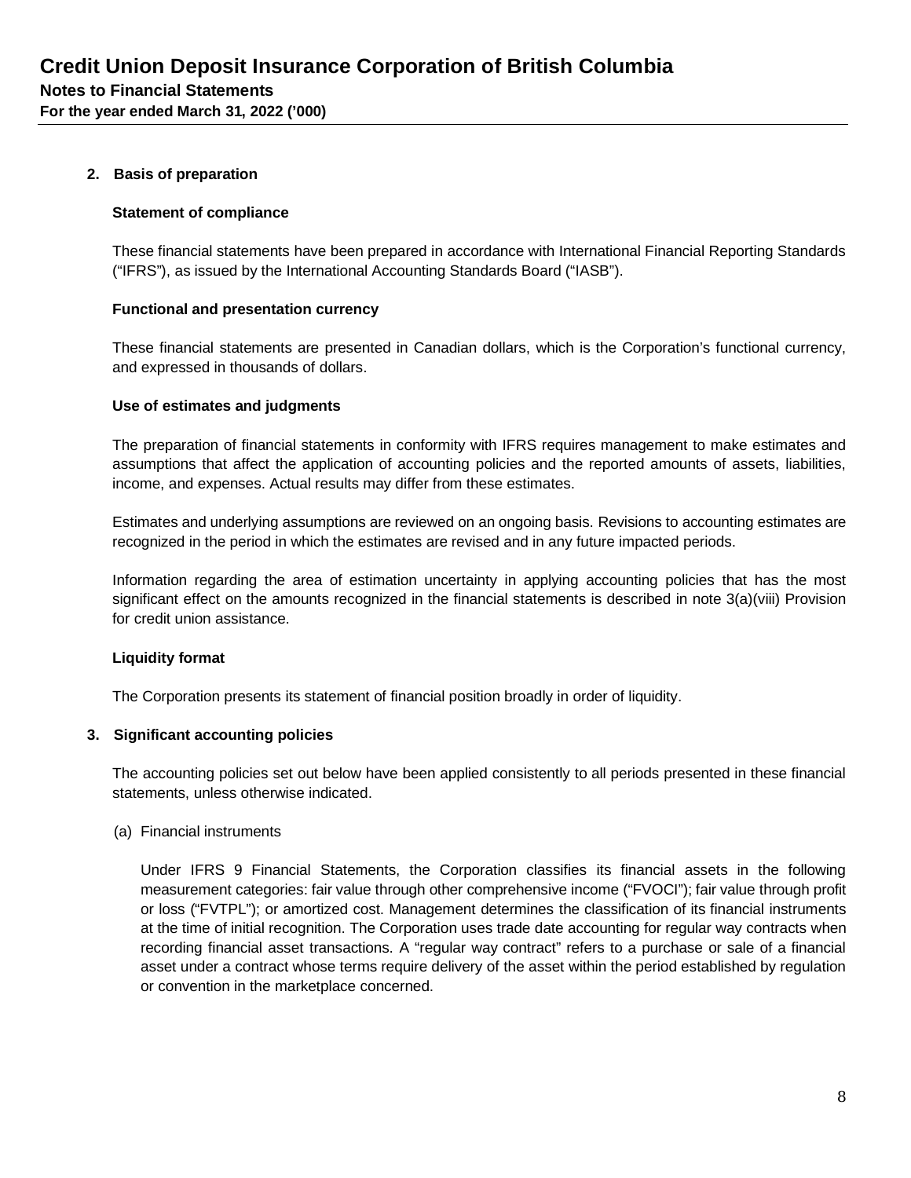## 2. Basis of preparation

### Statement of compliance

These financial statements have been prepared in accordance with International Financial Reporting Standards ("IFRS"), as issued by the International Accounting Standards Board ("IASB").

### Functional and presentation currency

These financial statements are presented in Canadian dollars, which is the Corporation's functional currency, and expressed in thousands of dollars.

### Use of estimates and judgments

The preparation of financial statements in conformity with IFRS requires management to make estimates and assumptions that affect the application of accounting policies and the reported amounts of assets, liabilities, income, and expenses. Actual results may differ from these estimates.

Estimates and underlying assumptions are reviewed on an ongoing basis. Revisions to accounting estimates are recognized in the period in which the estimates are revised and in any future impacted periods.

Information regarding the area of estimation uncertainty in applying accounting policies that has the most significant effect on the amounts recognized in the financial statements is described in note 3(a)(viii) Provision for credit union assistance.

### Liquidity format

The Corporation presents its statement of financial position broadly in order of liquidity.

## 3. Significant accounting policies

The accounting policies set out below have been applied consistently to all periods presented in these financial statements, unless otherwise indicated.

(a) Financial instruments

Under IFRS 9 Financial Statements, the Corporation classifies its financial assets in the following measurement categories: fair value through other comprehensive income ("FVOCI"); fair value through profit or loss ("FVTPL"); or amortized cost. Management determines the classification of its financial instruments at the time of initial recognition. The Corporation uses trade date accounting for regular way contracts when recording financial asset transactions. A "regular way contract" refers to a purchase or sale of a financial asset under a contract whose terms require delivery of the asset within the period established by regulation or convention in the marketplace concerned.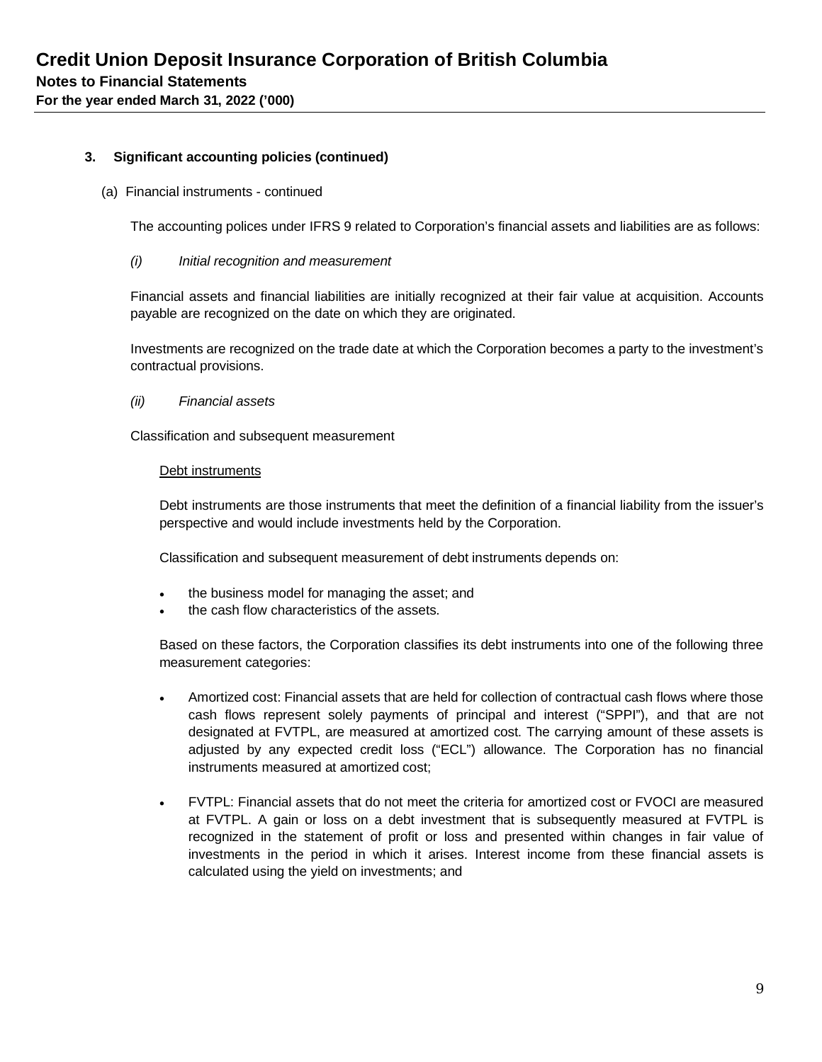### 3. Significant accounting policies (continued)

(a) Financial instruments - continued

The accounting polices under IFRS 9 related to Corporation's financial assets and liabilities are as follows:

*(i) Initial recognition and measurement*

Financial assets and financial liabilities are initially recognized at their fair value at acquisition. Accounts payable are recognized on the date on which they are originated.

Investments are recognized on the trade date at which the Corporation becomes a party to the investment's contractual provisions.

*(ii) Financial assets*

Classification and subsequent measurement

<u>Debt instruments</u>

Debt instruments are those instruments that meet the definition of a financial liability from the issuer's perspective and would include investments held by the Corporation.

Classification and subsequent measurement of debt instruments depends on:

- the business model for managing the asset; and
- the cash flow characteristics of the assets.

Based on these factors, the Corporation classifies its debt instruments into one of the following three measurement categories:

- Amortized cost: Financial assets that are held for collection of contractual cash flows where those cash flows represent solely payments of principal and interest ("SPPI"), and that are not designated at FVTPL, are measured at amortized cost. The carrying amount of these assets is adjusted by any expected credit loss ("ECL") allowance. The Corporation has no financial instruments measured at amortized cost;

- FVTPL: Financial assets that do not meet the criteria for amortized cost or FVOCI are measured at FVTPL. A gain or loss on a debt investment that is subsequently measured at FVTPL is recognized in the statement of profit or loss and presented within changes in fair value of investments in the period in which it arises. Interest income from these financial assets is calculated using the yield on investments; and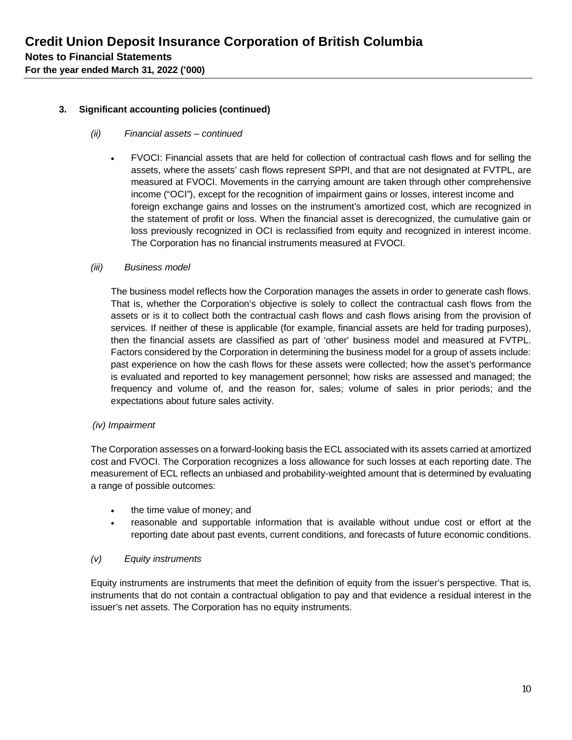### 3. Significant accounting policies (continued)

*(ii) Financial assets – continued*

- FVOCI: Financial assets that are held for collection of contractual cash flows and for selling the assets, where the assets' cash flows represent SPPI, and that are not designated at FVTPL, are measured at FVOCI. Movements in the carrying amount are taken through other comprehensive income ("OCI"), except for the recognition of impairment gains or losses, interest income and foreign exchange gains and losses on the instrument's amortized cost, which are recognized in the statement of profit or loss. When the financial asset is derecognized, the cumulative gain or loss previously recognized in OCI is reclassified from equity and recognized in interest income. The Corporation has no financial instruments measured at FVOCI.

*(iii) Business model*

The business model reflects how the Corporation manages the assets in order to generate cash flows. That is, whether the Corporation's objective is solely to collect the contractual cash flows from the assets or is it to collect both the contractual cash flows and cash flows arising from the provision of services. If neither of these is applicable (for example, financial assets are held for trading purposes), then the financial assets are classified as part of 'other' business model and measured at FVTPL. Factors considered by the Corporation in determining the business model for a group of assets include: past experience on how the cash flows for these assets were collected; how the asset's performance is evaluated and reported to key management personnel; how risks are assessed and managed; the frequency and volume of, and the reason for, sales; volume of sales in prior periods; and the expectations about future sales activity.

*(iv) Impairment*

The Corporation assesses on a forward-looking basis the ECL associated with its assets carried at amortized cost and FVOCI. The Corporation recognizes a loss allowance for such losses at each reporting date. The measurement of ECL reflects an unbiased and probability-weighted amount that is determined by evaluating a range of possible outcomes:

- the time value of money; and
- reasonable and supportable information that is available without undue cost or effort at the reporting date about past events, current conditions, and forecasts of future economic conditions.

*(v) Equity instruments*

Equity instruments are instruments that meet the definition of equity from the issuer's perspective. That is, instruments that do not contain a contractual obligation to pay and that evidence a residual interest in the issuer's net assets. The Corporation has no equity instruments.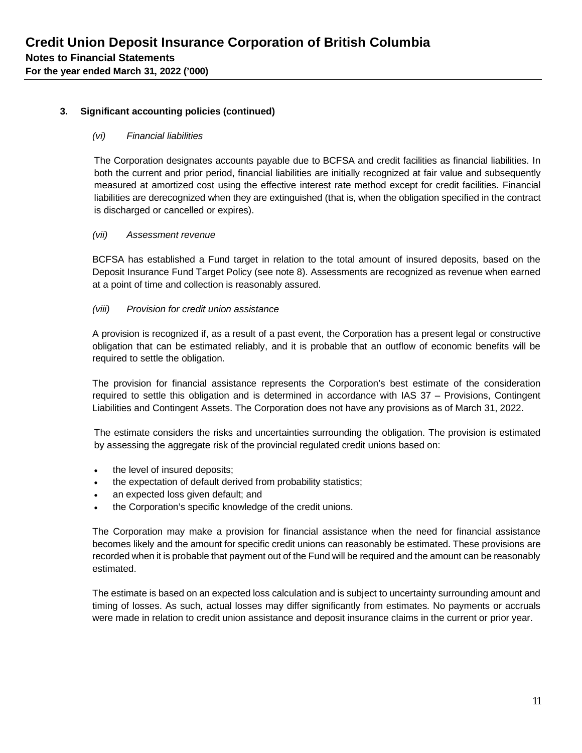## 3. Significant accounting policies (continued)

### *(vi) Financial liabilities*

The Corporation designates accounts payable due to BCFSA and credit facilities as financial liabilities. In both the current and prior period, financial liabilities are initially recognized at fair value and subsequently measured at amortized cost using the effective interest rate method except for credit facilities. Financial liabilities are derecognized when they are extinguished (that is, when the obligation specified in the contract is discharged or cancelled or expires).

### *(vii) Assessment revenue*

BCFSA has established a Fund target in relation to the total amount of insured deposits, based on the Deposit Insurance Fund Target Policy (see note 8). Assessments are recognized as revenue when earned at a point of time and collection is reasonably assured.

### *(viii) Provision for credit union assistance*

A provision is recognized if, as a result of a past event, the Corporation has a present legal or constructive obligation that can be estimated reliably, and it is probable that an outflow of economic benefits will be required to settle the obligation.

The provision for financial assistance represents the Corporation's best estimate of the consideration required to settle this obligation and is determined in accordance with IAS 37 – Provisions, Contingent Liabilities and Contingent Assets. The Corporation does not have any provisions as of March 31, 2022.

The estimate considers the risks and uncertainties surrounding the obligation. The provision is estimated by assessing the aggregate risk of the provincial regulated credit unions based on:

- the level of insured deposits;
- the expectation of default derived from probability statistics;
- an expected loss given default; and
- the Corporation's specific knowledge of the credit unions.

The Corporation may make a provision for financial assistance when the need for financial assistance becomes likely and the amount for specific credit unions can reasonably be estimated. These provisions are recorded when it is probable that payment out of the Fund will be required and the amount can be reasonably estimated.

The estimate is based on an expected loss calculation and is subject to uncertainty surrounding amount and timing of losses. As such, actual losses may differ significantly from estimates. No payments or accruals were made in relation to credit union assistance and deposit insurance claims in the current or prior year.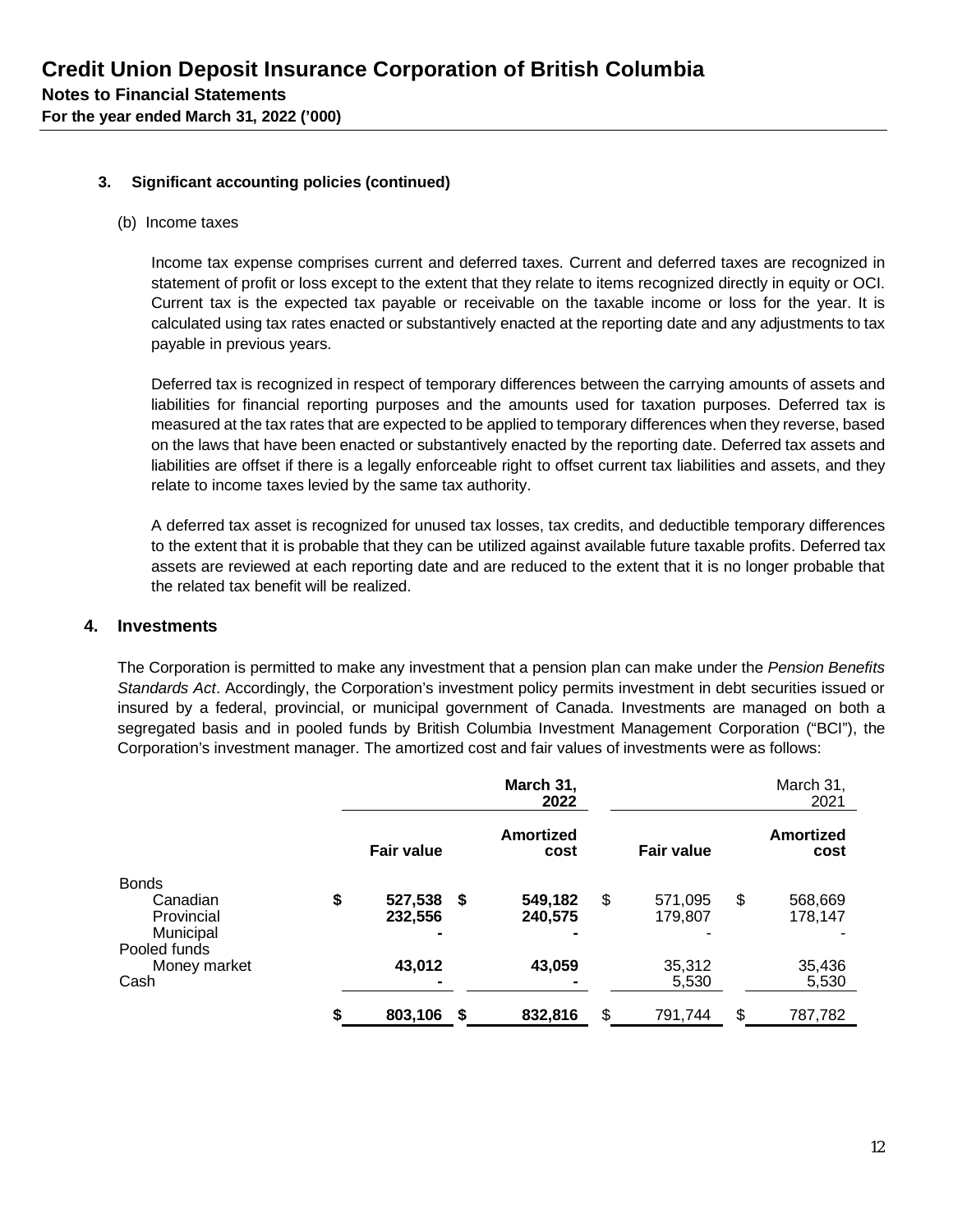# Credit Union Deposit Insurance Corporation of British Columbia

**Notes to Financial Statements**

**For the year ended March 31, 2022 ('000)**

### 3. Significant accounting policies (continued)

(b) Income taxes

Income tax expense comprises current and deferred taxes. Current and deferred taxes are recognized in statement of profit or loss except to the extent that they relate to items recognized directly in equity or OCI. Current tax is the expected tax payable or receivable on the taxable income or loss for the year. It is calculated using tax rates enacted or substantively enacted at the reporting date and any adjustments to tax payable in previous years.

Deferred tax is recognized in respect of temporary differences between the carrying amounts of assets and liabilities for financial reporting purposes and the amounts used for taxation purposes. Deferred tax is measured at the tax rates that are expected to be applied to temporary differences when they reverse, based on the laws that have been enacted or substantively enacted by the reporting date. Deferred tax assets and liabilities are offset if there is a legally enforceable right to offset current tax liabilities and assets, and they relate to income taxes levied by the same tax authority.

A deferred tax asset is recognized for unused tax losses, tax credits, and deductible temporary differences to the extent that it is probable that they can be utilized against available future taxable profits. Deferred tax assets are reviewed at each reporting date and are reduced to the extent that it is no longer probable that the related tax benefit will be realized.

## 4. Investments

The Corporation is permitted to make any investment that a pension plan can make under the *Pension Benefits Standards Act*. Accordingly, the Corporation's investment policy permits investment in debt securities issued or insured by a federal, provincial, or municipal government of Canada. Investments are managed on both a segregated basis and in pooled funds by British Columbia Investment Management Corporation ("BCI"), the Corporation's investment manager. The amortized cost and fair values of investments were as follows:

| | **March 31, 2022** | | March 31, 2021 | |
|---|---|---|---|---|
| | **Fair value** | **Amortized cost** | **Fair value** | **Amortized cost** |
| Bonds | | | | |
| Canadian | **$ 527,538** | **$ 549,182** | $ 571,095 | $ 568,669 |
| Provincial | **232,556** | **240,575** | 179,807 | 178,147 |
| Municipal | **-** | **-** | - | - |
| Pooled funds | | | | |
| Money market | **43,012** | **43,059** | 35,312 | 35,436 |
| Cash | **-** | **-** | 5,530 | 5,530 |
| | **$ 803,106** | **$ 832,816** | $ 791,744 | $ 787,782 |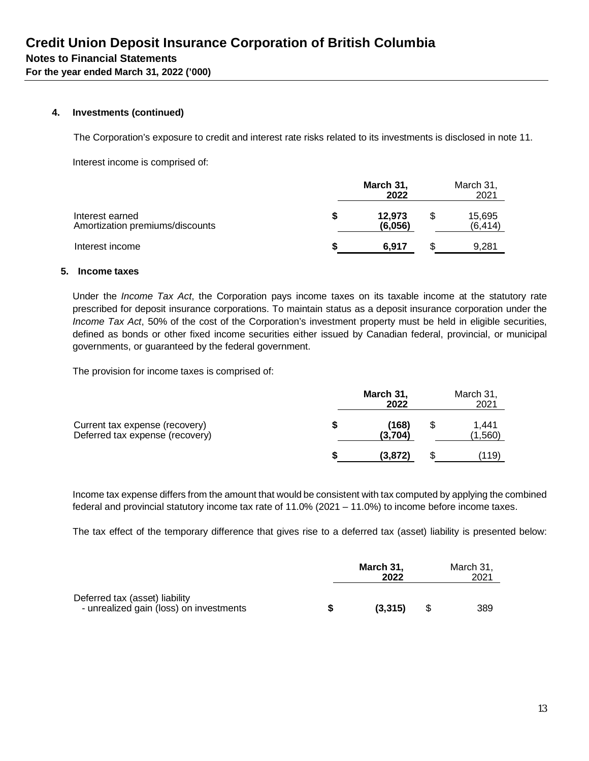# Credit Union Deposit Insurance Corporation of British Columbia

## Notes to Financial Statements

**For the year ended March 31, 2022 ('000)**

### 4. Investments (continued)

The Corporation's exposure to credit and interest rate risks related to its investments is disclosed in note 11.

Interest income is comprised of:

| | March 31, 2022 | March 31, 2021 |
|---|---|---|
| Interest earned | $ 12,973 | $ 15,695 |
| Amortization premiums/discounts | (6,056) | (6,414) |
| Interest income | $ 6,917 | $ 9,281 |

### 5. Income taxes

Under the *Income Tax Act*, the Corporation pays income taxes on its taxable income at the statutory rate prescribed for deposit insurance corporations. To maintain status as a deposit insurance corporation under the *Income Tax Act*, 50% of the cost of the Corporation's investment property must be held in eligible securities, defined as bonds or other fixed income securities either issued by Canadian federal, provincial, or municipal governments, or guaranteed by the federal government.

The provision for income taxes is comprised of:

| | March 31, 2022 | March 31, 2021 |
|---|---|---|
| Current tax expense (recovery) | $ (168) | $ 1,441 |
| Deferred tax expense (recovery) | (3,704) | (1,560) |
| | $ (3,872) | $ (119) |

Income tax expense differs from the amount that would be consistent with tax computed by applying the combined federal and provincial statutory income tax rate of 11.0% (2021 – 11.0%) to income before income taxes.

The tax effect of the temporary difference that gives rise to a deferred tax (asset) liability is presented below:

| | March 31, 2022 | March 31, 2021 |
|---|---|---|
| Deferred tax (asset) liability - unrealized gain (loss) on investments | $ (3,315) | $ 389 |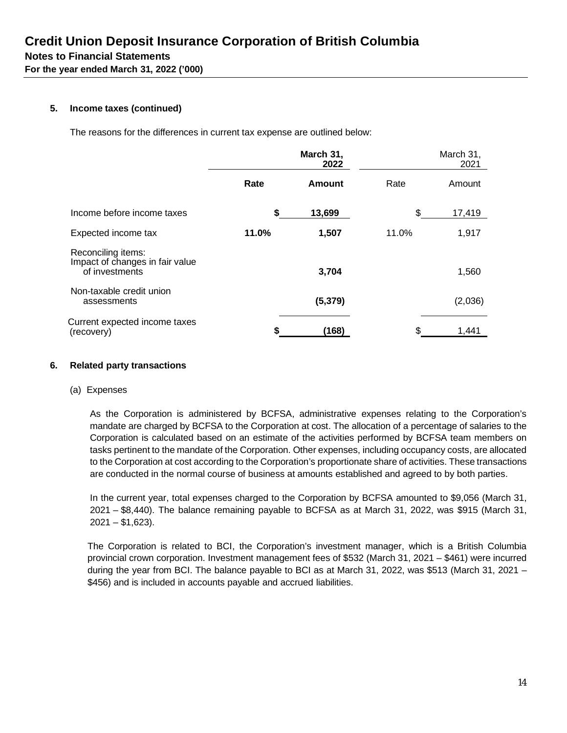### 5. Income taxes (continued)

The reasons for the differences in current tax expense are outlined below:

| | March 31, 2022 | | March 31, 2021 | |
|---|---|---|---|---|
| | **Rate** | **Amount** | Rate | Amount |
| Income before income taxes | | **$ 13,699** | | $ 17,419 |
| Expected income tax | **11.0%** | **1,507** | 11.0% | 1,917 |
| Reconciling items: Impact of changes in fair value of investments | | **3,704** | | 1,560 |
| Non-taxable credit union assessments | | **(5,379)** | | (2,036) |
| Current expected income taxes (recovery) | | **$ (168)** | | $ 1,441 |

### 6. Related party transactions

(a) Expenses

As the Corporation is administered by BCFSA, administrative expenses relating to the Corporation's mandate are charged by BCFSA to the Corporation at cost. The allocation of a percentage of salaries to the Corporation is calculated based on an estimate of the activities performed by BCFSA team members on tasks pertinent to the mandate of the Corporation. Other expenses, including occupancy costs, are allocated to the Corporation at cost according to the Corporation's proportionate share of activities. These transactions are conducted in the normal course of business at amounts established and agreed to by both parties.

In the current year, total expenses charged to the Corporation by BCFSA amounted to $9,056 (March 31, 2021 – $8,440). The balance remaining payable to BCFSA as at March 31, 2022, was $915 (March 31, 2021 – $1,623).

The Corporation is related to BCI, the Corporation's investment manager, which is a British Columbia provincial crown corporation. Investment management fees of $532 (March 31, 2021 – $461) were incurred during the year from BCI. The balance payable to BCI as at March 31, 2022, was $513 (March 31, 2021 – $456) and is included in accounts payable and accrued liabilities.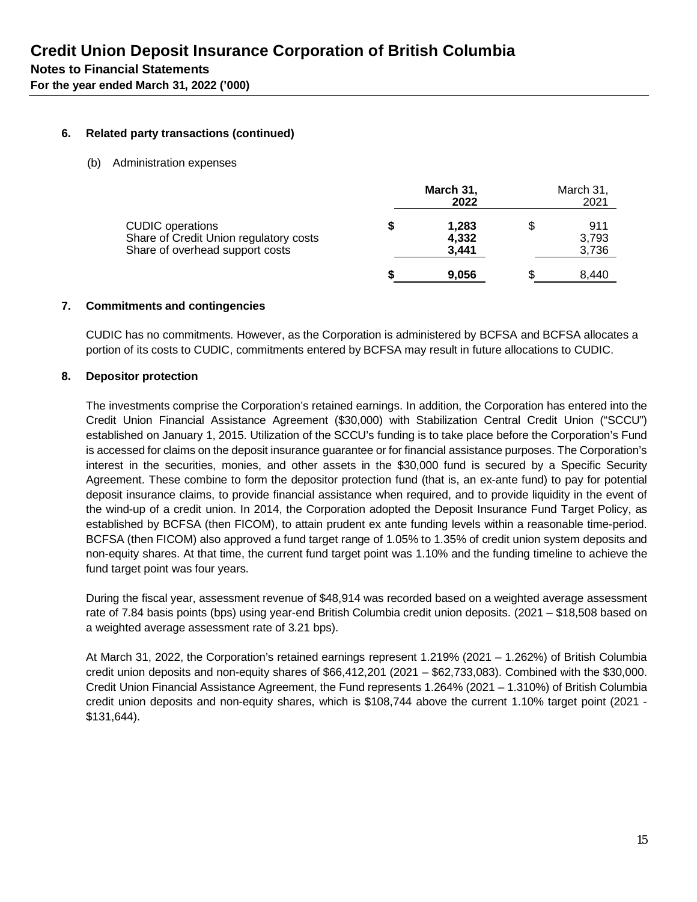# Credit Union Deposit Insurance Corporation of British Columbia

## Notes to Financial Statements

**For the year ended March 31, 2022 ('000)**

### 6. Related party transactions (continued)

(b) Administration expenses

| | **March 31, 2022** | March 31, 2021 |
|---|---|---|
| CUDIC operations | **$ 1,283** | $ 911 |
| Share of Credit Union regulatory costs | **4,332** | 3,793 |
| Share of overhead support costs | **3,441** | 3,736 |
| | **$ 9,056** | $ 8,440 |

### 7. Commitments and contingencies

CUDIC has no commitments. However, as the Corporation is administered by BCFSA and BCFSA allocates a portion of its costs to CUDIC, commitments entered by BCFSA may result in future allocations to CUDIC.

### 8. Depositor protection

The investments comprise the Corporation's retained earnings. In addition, the Corporation has entered into the Credit Union Financial Assistance Agreement ($30,000) with Stabilization Central Credit Union ("SCCU") established on January 1, 2015. Utilization of the SCCU's funding is to take place before the Corporation's Fund is accessed for claims on the deposit insurance guarantee or for financial assistance purposes. The Corporation's interest in the securities, monies, and other assets in the $30,000 fund is secured by a Specific Security Agreement. These combine to form the depositor protection fund (that is, an ex-ante fund) to pay for potential deposit insurance claims, to provide financial assistance when required, and to provide liquidity in the event of the wind-up of a credit union. In 2014, the Corporation adopted the Deposit Insurance Fund Target Policy, as established by BCFSA (then FICOM), to attain prudent ex ante funding levels within a reasonable time-period. BCFSA (then FICOM) also approved a fund target range of 1.05% to 1.35% of credit union system deposits and non-equity shares. At that time, the current fund target point was 1.10% and the funding timeline to achieve the fund target point was four years.

During the fiscal year, assessment revenue of $48,914 was recorded based on a weighted average assessment rate of 7.84 basis points (bps) using year-end British Columbia credit union deposits. (2021 – $18,508 based on a weighted average assessment rate of 3.21 bps).

At March 31, 2022, the Corporation's retained earnings represent 1.219% (2021 – 1.262%) of British Columbia credit union deposits and non-equity shares of $66,412,201 (2021 – $62,733,083). Combined with the $30,000. Credit Union Financial Assistance Agreement, the Fund represents 1.264% (2021 – 1.310%) of British Columbia credit union deposits and non-equity shares, which is $108,744 above the current 1.10% target point (2021 - $131,644).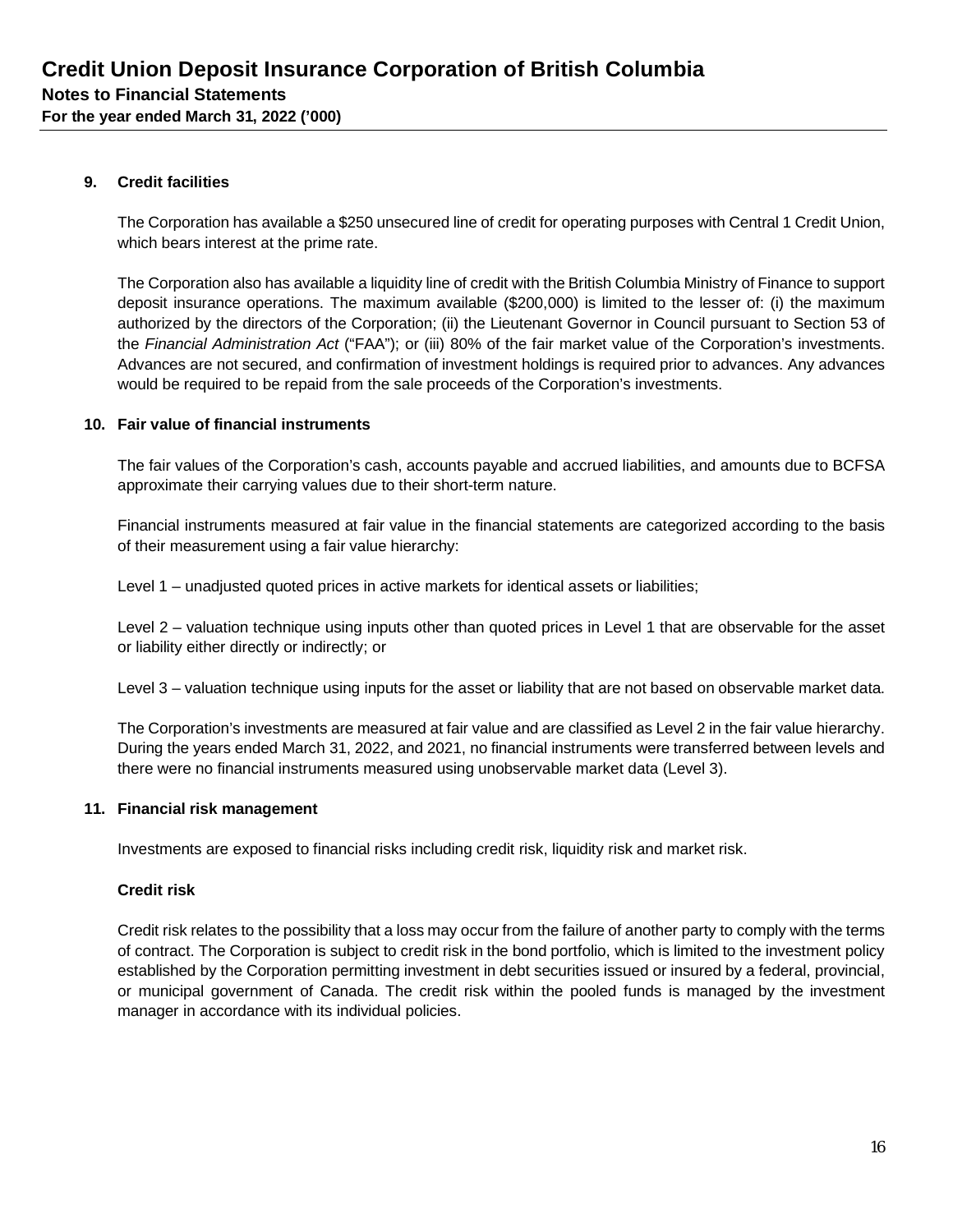### 9. Credit facilities

The Corporation has available a $250 unsecured line of credit for operating purposes with Central 1 Credit Union, which bears interest at the prime rate.

The Corporation also has available a liquidity line of credit with the British Columbia Ministry of Finance to support deposit insurance operations. The maximum available ($200,000) is limited to the lesser of: (i) the maximum authorized by the directors of the Corporation; (ii) the Lieutenant Governor in Council pursuant to Section 53 of the *Financial Administration Act* ("FAA"); or (iii) 80% of the fair market value of the Corporation's investments. Advances are not secured, and confirmation of investment holdings is required prior to advances. Any advances would be required to be repaid from the sale proceeds of the Corporation's investments.

### 10. Fair value of financial instruments

The fair values of the Corporation's cash, accounts payable and accrued liabilities, and amounts due to BCFSA approximate their carrying values due to their short-term nature.

Financial instruments measured at fair value in the financial statements are categorized according to the basis of their measurement using a fair value hierarchy:

Level 1 – unadjusted quoted prices in active markets for identical assets or liabilities;

Level 2 – valuation technique using inputs other than quoted prices in Level 1 that are observable for the asset or liability either directly or indirectly; or

Level 3 – valuation technique using inputs for the asset or liability that are not based on observable market data.

The Corporation's investments are measured at fair value and are classified as Level 2 in the fair value hierarchy. During the years ended March 31, 2022, and 2021, no financial instruments were transferred between levels and there were no financial instruments measured using unobservable market data (Level 3).

### 11. Financial risk management

Investments are exposed to financial risks including credit risk, liquidity risk and market risk.

**Credit risk**

Credit risk relates to the possibility that a loss may occur from the failure of another party to comply with the terms of contract. The Corporation is subject to credit risk in the bond portfolio, which is limited to the investment policy established by the Corporation permitting investment in debt securities issued or insured by a federal, provincial, or municipal government of Canada. The credit risk within the pooled funds is managed by the investment manager in accordance with its individual policies.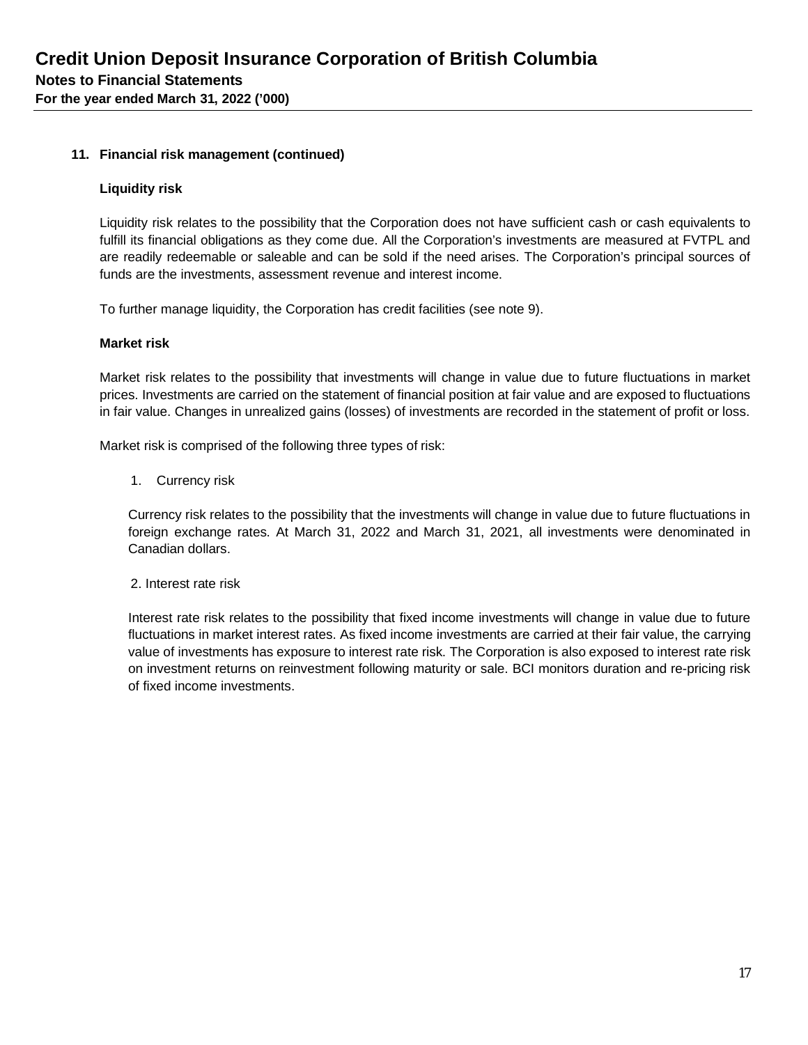## 11. Financial risk management (continued)

### Liquidity risk

Liquidity risk relates to the possibility that the Corporation does not have sufficient cash or cash equivalents to fulfill its financial obligations as they come due. All the Corporation's investments are measured at FVTPL and are readily redeemable or saleable and can be sold if the need arises. The Corporation's principal sources of funds are the investments, assessment revenue and interest income.

To further manage liquidity, the Corporation has credit facilities (see note 9).

### Market risk

Market risk relates to the possibility that investments will change in value due to future fluctuations in market prices. Investments are carried on the statement of financial position at fair value and are exposed to fluctuations in fair value. Changes in unrealized gains (losses) of investments are recorded in the statement of profit or loss.

Market risk is comprised of the following three types of risk:

1. Currency risk

Currency risk relates to the possibility that the investments will change in value due to future fluctuations in foreign exchange rates. At March 31, 2022 and March 31, 2021, all investments were denominated in Canadian dollars.

2. Interest rate risk

Interest rate risk relates to the possibility that fixed income investments will change in value due to future fluctuations in market interest rates. As fixed income investments are carried at their fair value, the carrying value of investments has exposure to interest rate risk. The Corporation is also exposed to interest rate risk on investment returns on reinvestment following maturity or sale. BCI monitors duration and re-pricing risk of fixed income investments.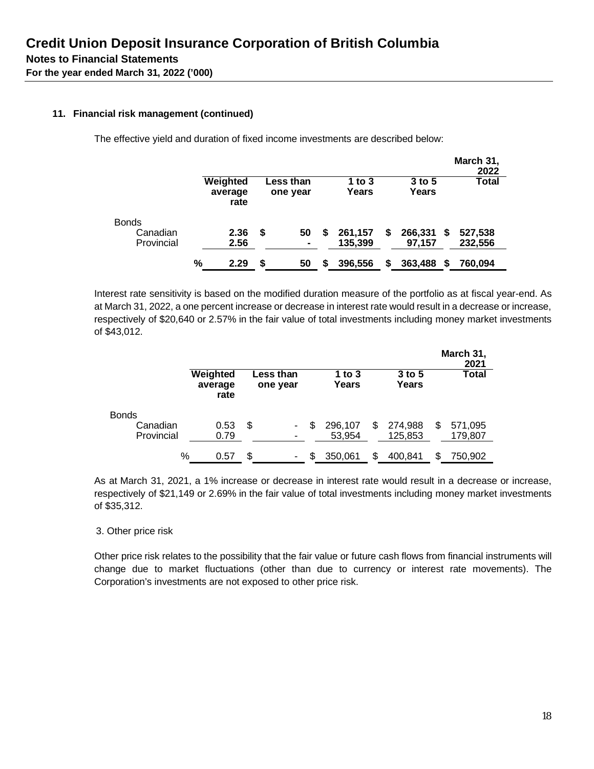# Credit Union Deposit Insurance Corporation of British Columbia

## Notes to Financial Statements

**For the year ended March 31, 2022 ('000)**

### 11. Financial risk management (continued)

The effective yield and duration of fixed income investments are described below:

| | Weighted average rate | Less than one year | 1 to 3 Years | 3 to 5 Years | March 31, 2022 Total |
|---|---|---|---|---|---|
| **Bonds** | | | | | |
| Canadian | **2.36** | **$ 50** | **$ 261,157** | **$ 266,331** | **$ 527,538** |
| Provincial | **2.56** | **-** | **135,399** | **97,157** | **232,556** |
| | **% 2.29** | **$ 50** | **$ 396,556** | **$ 363,488** | **$ 760,094** |

Interest rate sensitivity is based on the modified duration measure of the portfolio as at fiscal year-end. As at March 31, 2022, a one percent increase or decrease in interest rate would result in a decrease or increase, respectively of $20,640 or 2.57% in the fair value of total investments including money market investments of $43,012.

| | Weighted average rate | Less than one year | 1 to 3 Years | 3 to 5 Years | March 31, 2021 Total |
|---|---|---|---|---|---|
| Bonds | | | | | |
| Canadian | 0.53 | $ - | $ 296,107 | $ 274,988 | $ 571,095 |
| Provincial | 0.79 | - | 53,954 | 125,853 | 179,807 |
| | % 0.57 | $ - | $ 350,061 | $ 400,841 | $ 750,902 |

As at March 31, 2021, a 1% increase or decrease in interest rate would result in a decrease or increase, respectively of $21,149 or 2.69% in the fair value of total investments including money market investments of $35,312.

3. Other price risk

Other price risk relates to the possibility that the fair value or future cash flows from financial instruments will change due to market fluctuations (other than due to currency or interest rate movements). The Corporation's investments are not exposed to other price risk.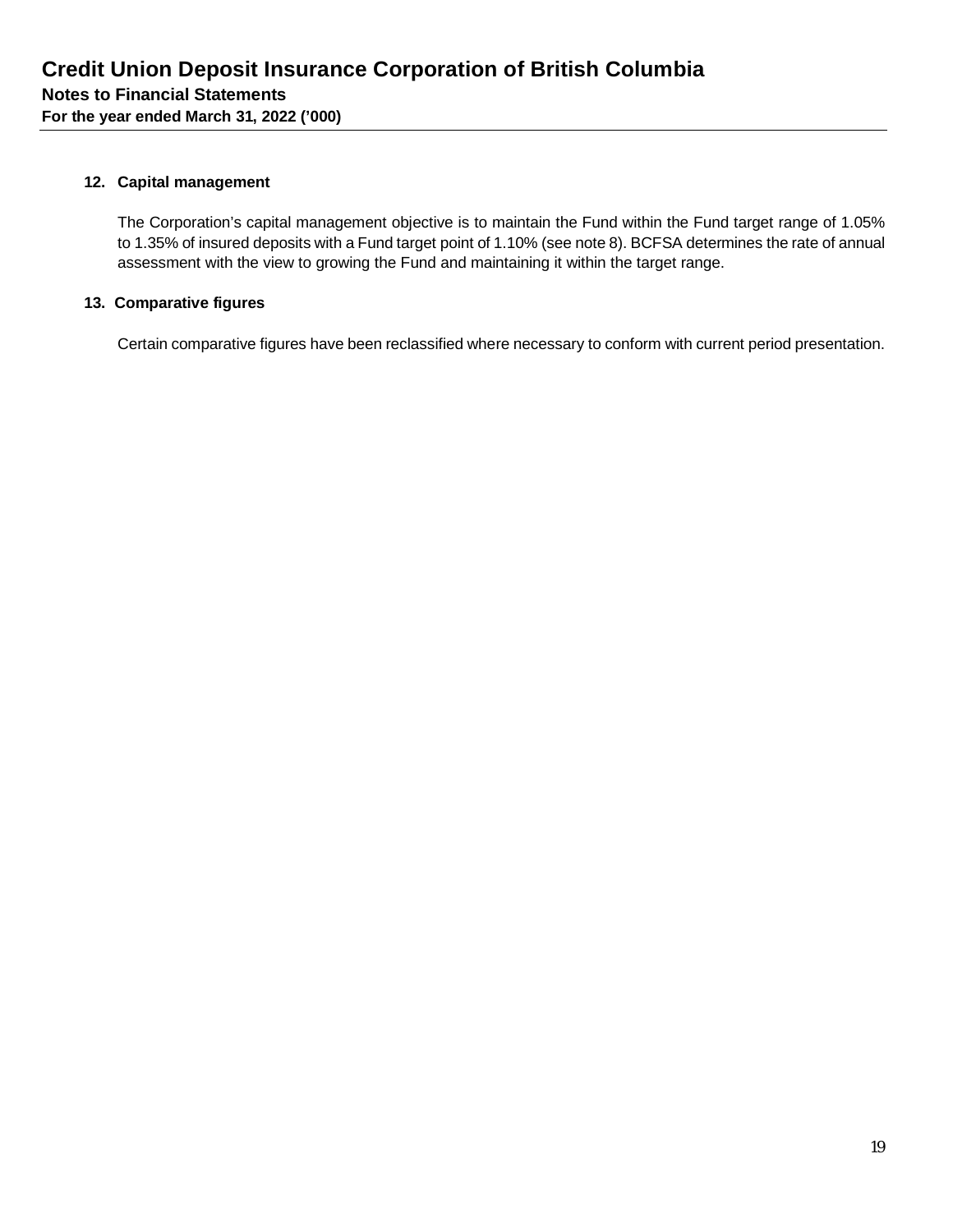## 12. Capital management

The Corporation's capital management objective is to maintain the Fund within the Fund target range of 1.05% to 1.35% of insured deposits with a Fund target point of 1.10% (see note 8). BCFSA determines the rate of annual assessment with the view to growing the Fund and maintaining it within the target range.

## 13. Comparative figures

Certain comparative figures have been reclassified where necessary to conform with current period presentation.